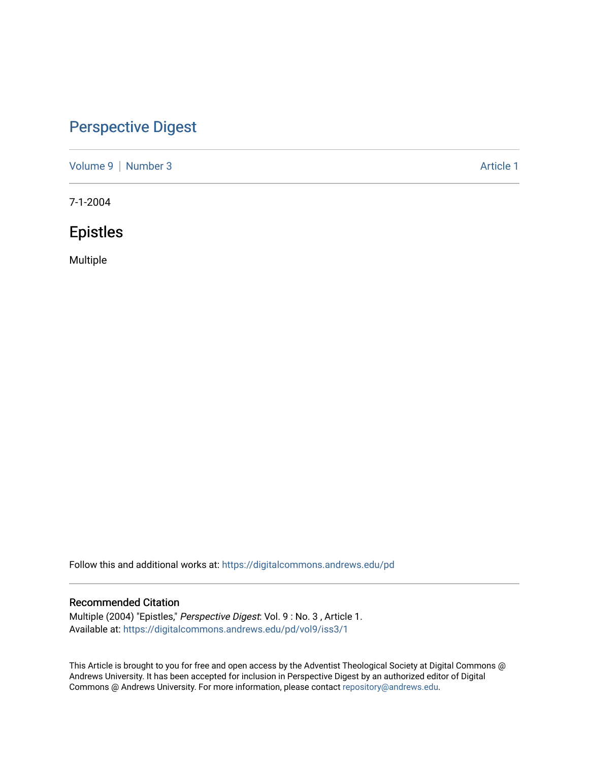# Perspective Digest

Volume 9 | Number 3 Article 1

7-1-2004

## Epistles

Multiple

Follow this and additional works at: https://digitalcommons.andrews.edu/pd

### Recommended Citation

Multiple (2004) "Epistles," *Perspective Digest*: Vol. 9 : No. 3 , Article 1.
Available at: https://digitalcommons.andrews.edu/pd/vol9/iss3/1

This Article is brought to you for free and open access by the Adventist Theological Society at Digital Commons @ Andrews University. It has been accepted for inclusion in Perspective Digest by an authorized editor of Digital Commons @ Andrews University. For more information, please contact repository@andrews.edu.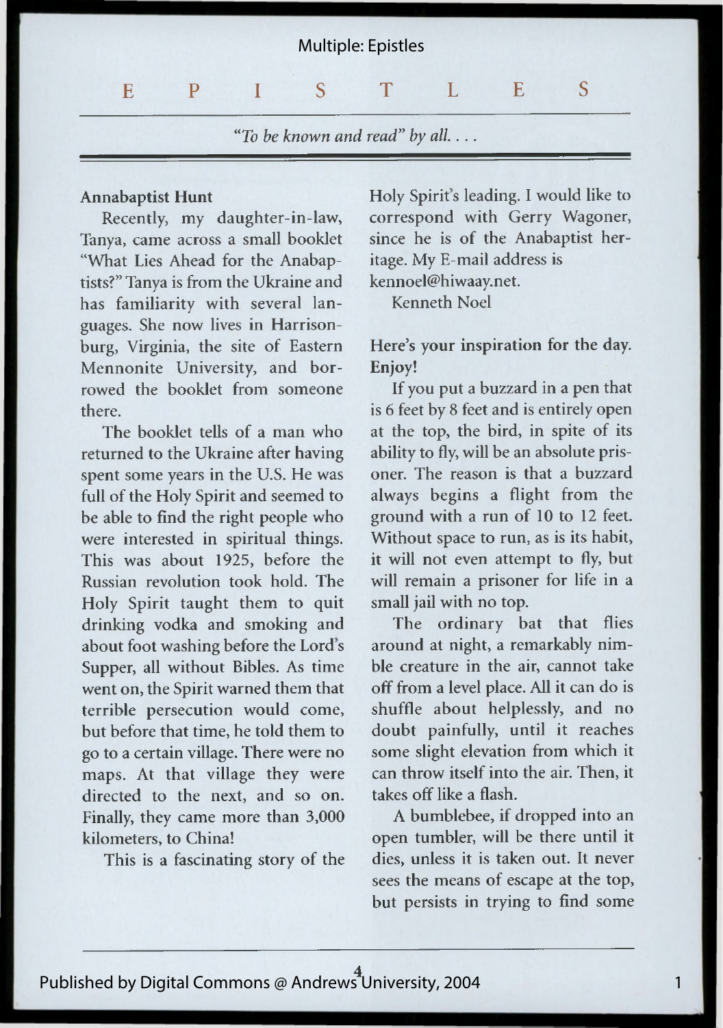# EPISTLES

*"To be known and read" by all. . . .*

**Annabaptist Hunt**

Recently, my daughter-in-law, Tanya, came across a small booklet "What Lies Ahead for the Anabaptists?" Tanya is from the Ukraine and has familiarity with several languages. She now lives in Harrisonburg, Virginia, the site of Eastern Mennonite University, and borrowed the booklet from someone there.

The booklet tells of a man who returned to the Ukraine after having spent some years in the U.S. He was full of the Holy Spirit and seemed to be able to find the right people who were interested in spiritual things. This was about 1925, before the Russian revolution took hold. The Holy Spirit taught them to quit drinking vodka and smoking and about foot washing before the Lord's Supper, all without Bibles. As time went on, the Spirit warned them that terrible persecution would come, but before that time, he told them to go to a certain village. There were no maps. At that village they were directed to the next, and so on. Finally, they came more than 3,000 kilometers, to China!

This is a fascinating story of the Holy Spirit's leading. I would like to correspond with Gerry Wagoner, since he is of the Anabaptist heritage. My E-mail address is kennoel@hiwaay.net.

Kenneth Noel

**Here's your inspiration for the day. Enjoy!**

If you put a buzzard in a pen that is 6 feet by 8 feet and is entirely open at the top, the bird, in spite of its ability to fly, will be an absolute prisoner. The reason is that a buzzard always begins a flight from the ground with a run of 10 to 12 feet. Without space to run, as is its habit, it will not even attempt to fly, but will remain a prisoner for life in a small jail with no top.

The ordinary bat that flies around at night, a remarkably nimble creature in the air, cannot take off from a level place. All it can do is shuffle about helplessly, and no doubt painfully, until it reaches some slight elevation from which it can throw itself into the air. Then, it takes off like a flash.

A bumblebee, if dropped into an open tumbler, will be there until it dies, unless it is taken out. It never sees the means of escape at the top, but persists in trying to find some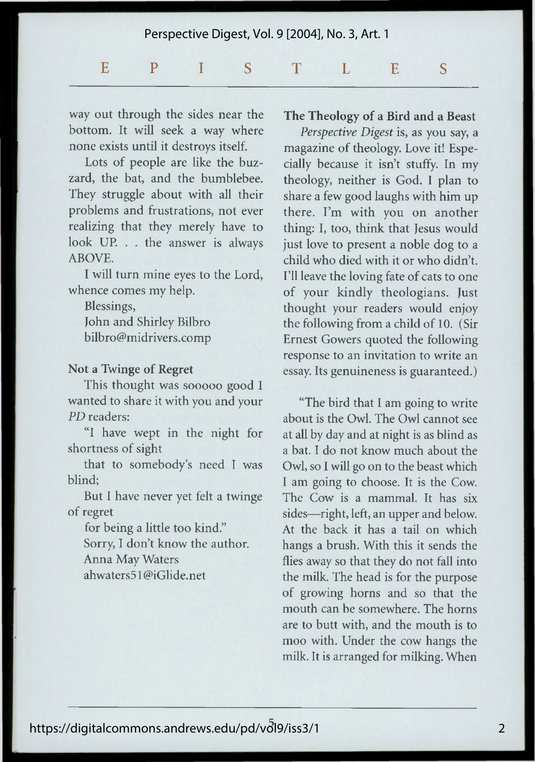way out through the sides near the bottom. It will seek a way where none exists until it destroys itself.

Lots of people are like the buzzard, the bat, and the bumblebee. They struggle about with all their problems and frustrations, not ever realizing that they merely have to look UP. . . the answer is always ABOVE.

I will turn mine eyes to the Lord, whence comes my help.

Blessings,
John and Shirley Bilbro
bilbro@midrivers.comp

**Not a Twinge of Regret**

This thought was sooooo good I wanted to share it with you and your *PD* readers:

"I have wept in the night for shortness of sight
that to somebody's need I was blind;
But I have never yet felt a twinge of regret
for being a little too kind."

Sorry, I don't know the author.
Anna May Waters
ahwaters51@iGlide.net

**The Theology of a Bird and a Beast**

*Perspective Digest* is, as you say, a magazine of theology. Love it! Especially because it isn't stuffy. In my theology, neither is God. I plan to share a few good laughs with him up there. I'm with you on another thing: I, too, think that Jesus would just love to present a noble dog to a child who died with it or who didn't. I'll leave the loving fate of cats to one of your kindly theologians. Just thought your readers would enjoy the following from a child of 10. (Sir Ernest Gowers quoted the following response to an invitation to write an essay. Its genuineness is guaranteed.)

"The bird that I am going to write about is the Owl. The Owl cannot see at all by day and at night is as blind as a bat. I do not know much about the Owl, so I will go on to the beast which I am going to choose. It is the Cow. The Cow is a mammal. It has six sides—right, left, an upper and below. At the back it has a tail on which hangs a brush. With this it sends the flies away so that they do not fall into the milk. The head is for the purpose of growing horns and so that the mouth can be somewhere. The horns are to butt with, and the mouth is to moo with. Under the cow hangs the milk. It is arranged for milking. When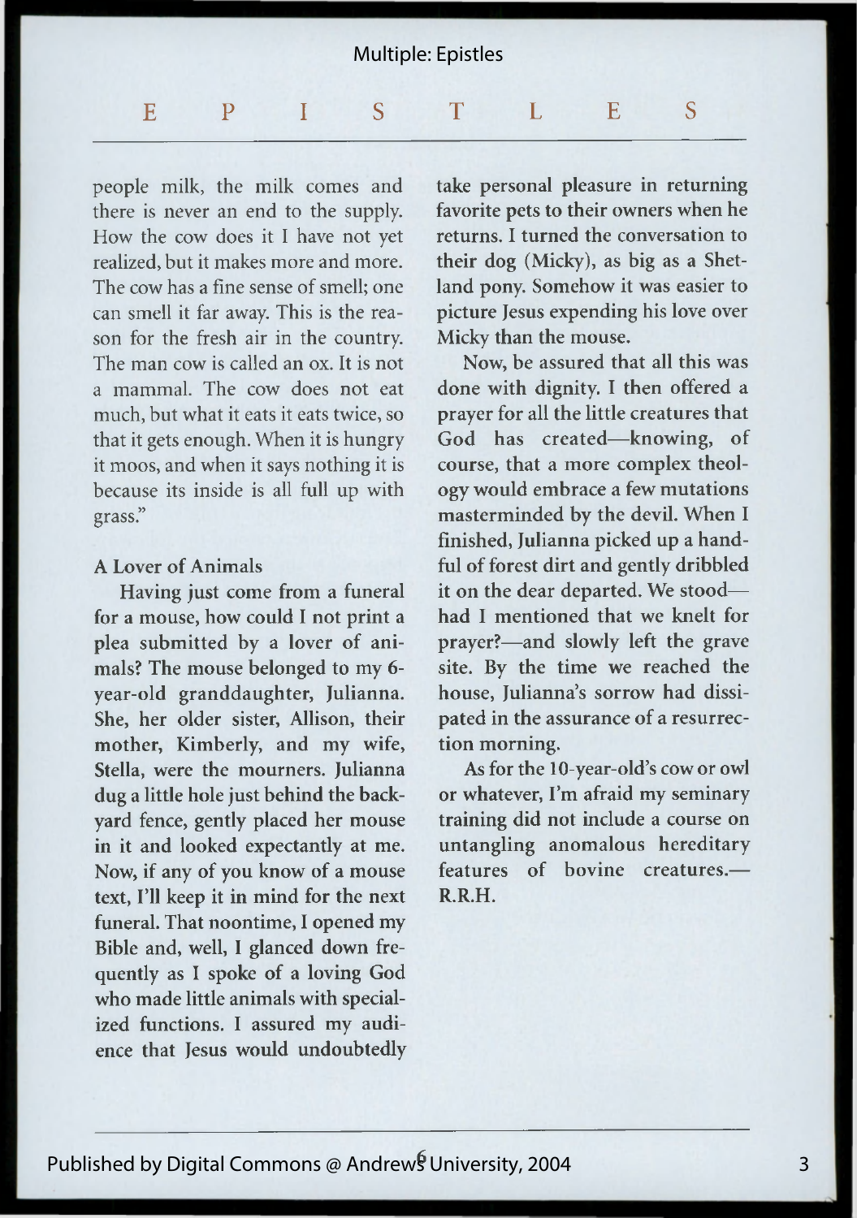people milk, the milk comes and there is never an end to the supply. How the cow does it I have not yet realized, but it makes more and more. The cow has a fine sense of smell; one can smell it far away. This is the reason for the fresh air in the country. The man cow is called an ox. It is not a mammal. The cow does not eat much, but what it eats it eats twice, so that it gets enough. When it is hungry it moos, and when it says nothing it is because its inside is all full up with grass."

**A Lover of Animals**

**Having just come from a funeral for a mouse, how could I not print a plea submitted by a lover of animals? The mouse belonged to my 6-year-old granddaughter, Julianna. She, her older sister, Allison, their mother, Kimberly, and my wife, Stella, were the mourners. Julianna dug a little hole just behind the backyard fence, gently placed her mouse in it and looked expectantly at me. Now, if any of you know of a mouse text, I'll keep it in mind for the next funeral. That noontime, I opened my Bible and, well, I glanced down frequently as I spoke of a loving God who made little animals with specialized functions. I assured my audience that Jesus would undoubtedly take personal pleasure in returning favorite pets to their owners when he returns. I turned the conversation to their dog (Micky), as big as a Shetland pony. Somehow it was easier to picture Jesus expending his love over Micky than the mouse.**

**Now, be assured that all this was done with dignity. I then offered a prayer for all the little creatures that God has created—knowing, of course, that a more complex theology would embrace a few mutations masterminded by the devil. When I finished, Julianna picked up a handful of forest dirt and gently dribbled it on the dear departed. We stood—had I mentioned that we knelt for prayer?—and slowly left the grave site. By the time we reached the house, Julianna's sorrow had dissipated in the assurance of a resurrection morning.**

**As for the 10-year-old's cow or owl or whatever, I'm afraid my seminary training did not include a course on untangling anomalous hereditary features of bovine creatures.—R.R.H.**